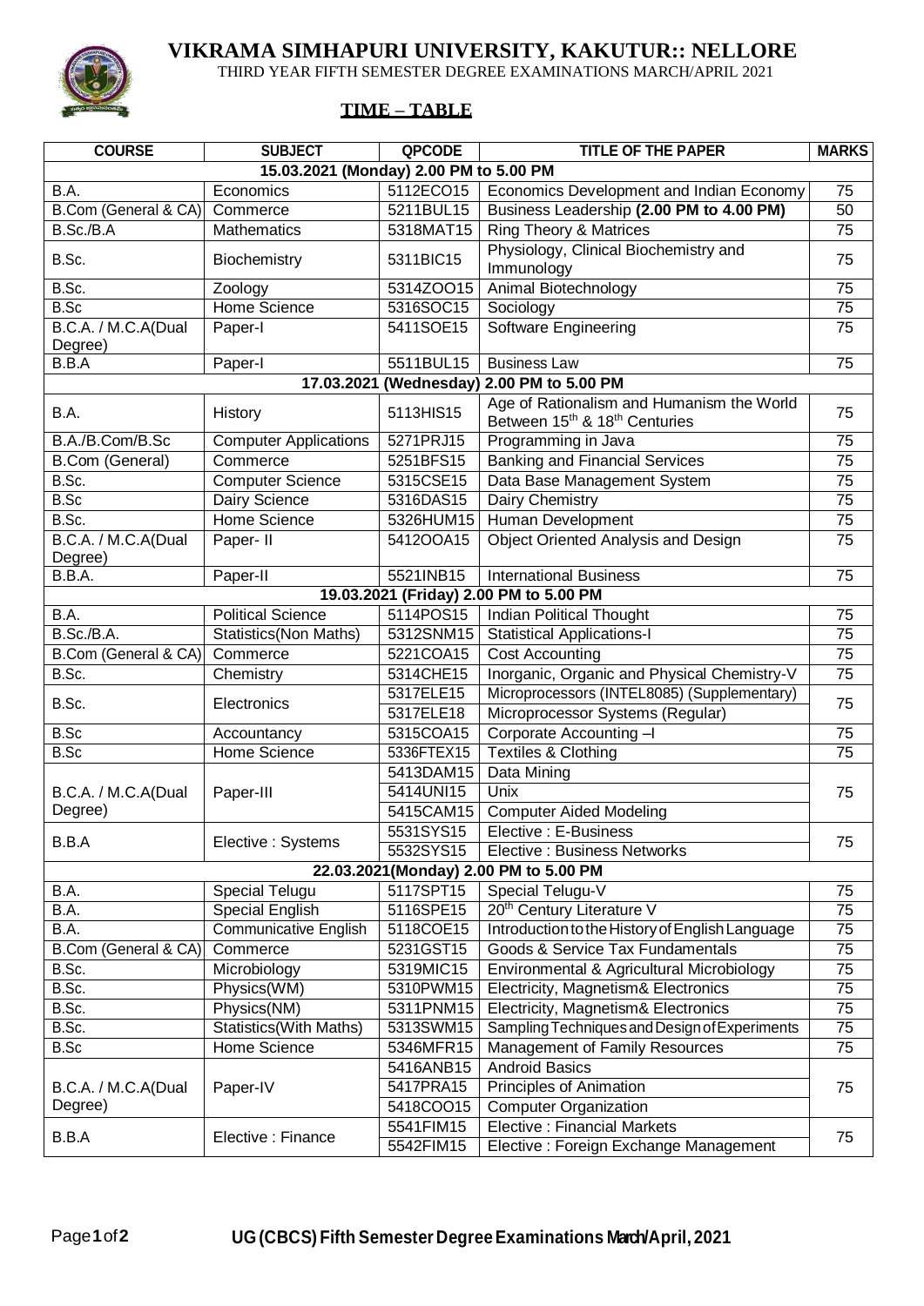# VIKRAMA SIMHAPURI UNIVERSITY, KAKUTUR:: NELLORE

THIRD YEAR FIFTH SEMESTER DEGREE EXAMINATIONS MARCH/APRIL 2021

## TIME – TABLE

| COURSE | SUBJECT | QPCODE | TITLE OF THE PAPER | MARKS |
|---|---|---|---|---|
| **15.03.2021 (Monday) 2.00 PM to 5.00 PM** | | | | |
| B.A. | Economics | 5112ECO15 | Economics Development and Indian Economy | 75 |
| B.Com (General & CA) | Commerce | 5211BUL15 | Business Leadership **(2.00 PM to 4.00 PM)** | 50 |
| B.Sc./B.A | Mathematics | 5318MAT15 | Ring Theory & Matrices | 75 |
| B.Sc. | Biochemistry | 5311BIC15 | Physiology, Clinical Biochemistry and Immunology | 75 |
| B.Sc. | Zoology | 5314ZOO15 | Animal Biotechnology | 75 |
| B.Sc | Home Science | 5316SOC15 | Sociology | 75 |
| B.C.A. / M.C.A(Dual Degree) | Paper-I | 5411SOE15 | Software Engineering | 75 |
| B.B.A | Paper-I | 5511BUL15 | Business Law | 75 |
| **17.03.2021 (Wednesday) 2.00 PM to 5.00 PM** | | | | |
| B.A. | History | 5113HIS15 | Age of Rationalism and Humanism the World Between 15th & 18th Centuries | 75 |
| B.A./B.Com/B.Sc | Computer Applications | 5271PRJ15 | Programming in Java | 75 |
| B.Com (General) | Commerce | 5251BFS15 | Banking and Financial Services | 75 |
| B.Sc. | Computer Science | 5315CSE15 | Data Base Management System | 75 |
| B.Sc | Dairy Science | 5316DAS15 | Dairy Chemistry | 75 |
| B.Sc. | Home Science | 5326HUM15 | Human Development | 75 |
| B.C.A. / M.C.A(Dual Degree) | Paper- II | 5412OOA15 | Object Oriented Analysis and Design | 75 |
| B.B.A. | Paper-II | 5521INB15 | International Business | 75 |
| **19.03.2021 (Friday) 2.00 PM to 5.00 PM** | | | | |
| B.A. | Political Science | 5114POS15 | Indian Political Thought | 75 |
| B.Sc./B.A. | Statistics(Non Maths) | 5312SNM15 | Statistical Applications-I | 75 |
| B.Com (General & CA) | Commerce | 5221COA15 | Cost Accounting | 75 |
| B.Sc. | Chemistry | 5314CHE15 | Inorganic, Organic and Physical Chemistry-V | 75 |
| B.Sc. | Electronics | 5317ELE15 | Microprocessors (INTEL8085) (Supplementary) | 75 |
| | | 5317ELE18 | Microprocessor Systems (Regular) | |
| B.Sc | Accountancy | 5315COA15 | Corporate Accounting –I | 75 |
| B.Sc | Home Science | 5336FTEX15 | Textiles & Clothing | 75 |
| B.C.A. / M.C.A(Dual Degree) | Paper-III | 5413DAM15 | Data Mining | 75 |
| | | 5414UNI15 | Unix | |
| | | 5415CAM15 | Computer Aided Modeling | |
| B.B.A | Elective : Systems | 5531SYS15 | Elective : E-Business | 75 |
| | | 5532SYS15 | Elective : Business Networks | |
| **22.03.2021(Monday) 2.00 PM to 5.00 PM** | | | | |
| B.A. | Special Telugu | 5117SPT15 | Special Telugu-V | 75 |
| B.A. | Special English | 5116SPE15 | 20th Century Literature V | 75 |
| B.A. | Communicative English | 5118COE15 | Introduction to the History of English Language | 75 |
| B.Com (General & CA) | Commerce | 5231GST15 | Goods & Service Tax Fundamentals | 75 |
| B.Sc. | Microbiology | 5319MIC15 | Environmental & Agricultural Microbiology | 75 |
| B.Sc. | Physics(WM) | 5310PWM15 | Electricity, Magnetism& Electronics | 75 |
| B.Sc. | Physics(NM) | 5311PNM15 | Electricity, Magnetism& Electronics | 75 |
| B.Sc. | Statistics(With Maths) | 5313SWM15 | Sampling Techniques and Design of Experiments | 75 |
| B.Sc | Home Science | 5346MFR15 | Management of Family Resources | 75 |
| B.C.A. / M.C.A(Dual Degree) | Paper-IV | 5416ANB15 | Android Basics | 75 |
| | | 5417PRA15 | Principles of Animation | |
| | | 5418COO15 | Computer Organization | |
| B.B.A | Elective : Finance | 5541FIM15 | Elective : Financial Markets | 75 |
| | | 5542FIM15 | Elective : Foreign Exchange Management | |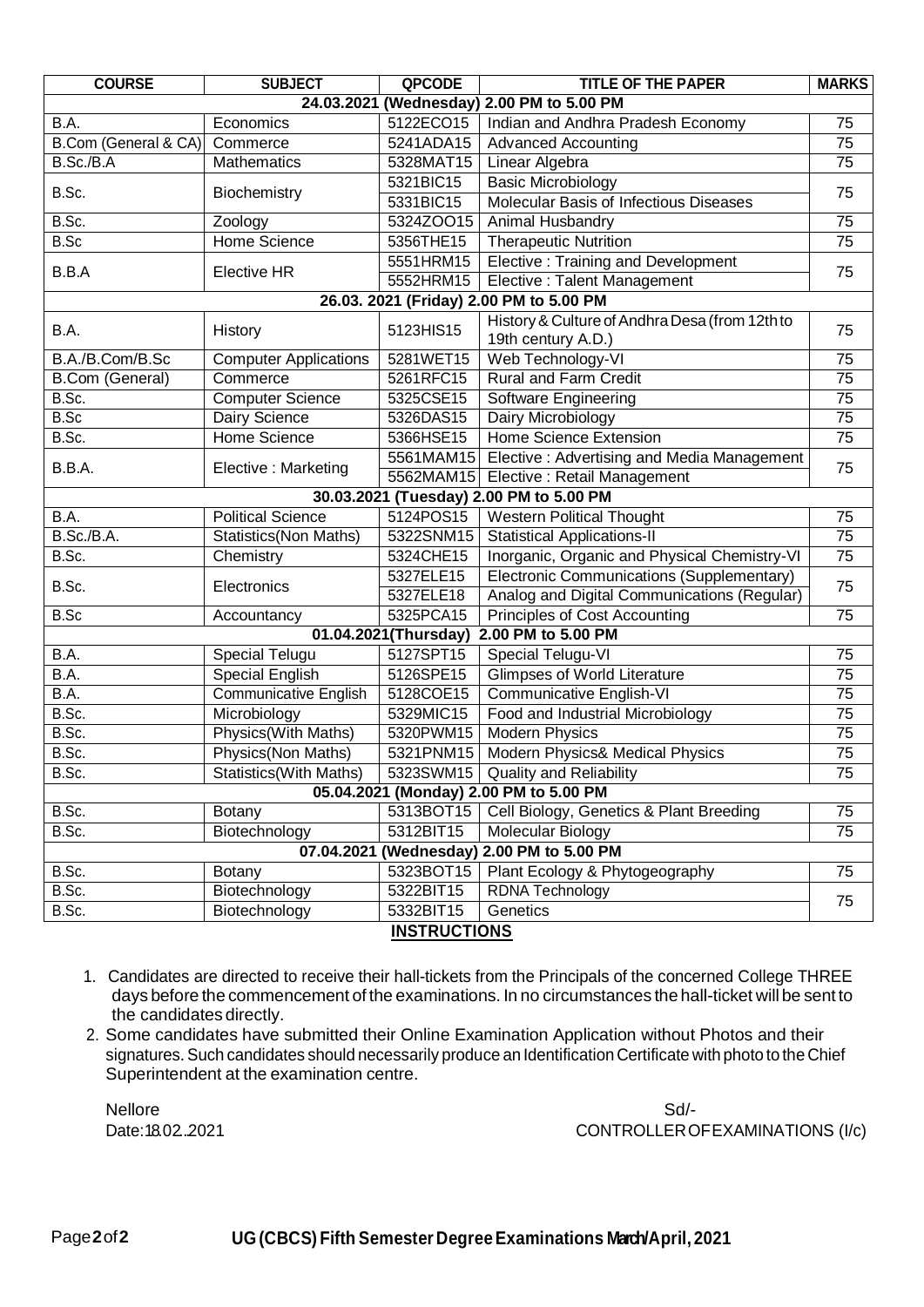| COURSE | SUBJECT | QPCODE | TITLE OF THE PAPER | MARKS |
|---|---|---|---|---|
| **24.03.2021 (Wednesday) 2.00 PM to 5.00 PM** | | | | |
| B.A. | Economics | 5122ECO15 | Indian and Andhra Pradesh Economy | 75 |
| B.Com (General & CA) | Commerce | 5241ADA15 | Advanced Accounting | 75 |
| B.Sc./B.A | Mathematics | 5328MAT15 | Linear Algebra | 75 |
| B.Sc. | Biochemistry | 5321BIC15 | Basic Microbiology | 75 |
| | | 5331BIC15 | Molecular Basis of Infectious Diseases | |
| B.Sc. | Zoology | 5324ZOO15 | Animal Husbandry | 75 |
| B.Sc | Home Science | 5356THE15 | Therapeutic Nutrition | 75 |
| B.B.A | Elective HR | 5551HRM15 | Elective : Training and Development | 75 |
| | | 5552HRM15 | Elective : Talent Management | |
| **26.03. 2021 (Friday) 2.00 PM to 5.00 PM** | | | | |
| B.A. | History | 5123HIS15 | History & Culture of Andhra Desa (from 12th to 19th century A.D.) | 75 |
| B.A./B.Com/B.Sc | Computer Applications | 5281WET15 | Web Technology-VI | 75 |
| B.Com (General) | Commerce | 5261RFC15 | Rural and Farm Credit | 75 |
| B.Sc. | Computer Science | 5325CSE15 | Software Engineering | 75 |
| B.Sc | Dairy Science | 5326DAS15 | Dairy Microbiology | 75 |
| B.Sc. | Home Science | 5366HSE15 | Home Science Extension | 75 |
| B.B.A. | Elective : Marketing | 5561MAM15 | Elective : Advertising and Media Management | 75 |
| | | 5562MAM15 | Elective : Retail Management | |
| **30.03.2021 (Tuesday) 2.00 PM to 5.00 PM** | | | | |
| B.A. | Political Science | 5124POS15 | Western Political Thought | 75 |
| B.Sc./B.A. | Statistics(Non Maths) | 5322SNM15 | Statistical Applications-II | 75 |
| B.Sc. | Chemistry | 5324CHE15 | Inorganic, Organic and Physical Chemistry-VI | 75 |
| B.Sc. | Electronics | 5327ELE15 | Electronic Communications (Supplementary) | 75 |
| | | 5327ELE18 | Analog and Digital Communications (Regular) | |
| B.Sc | Accountancy | 5325PCA15 | Principles of Cost Accounting | 75 |
| **01.04.2021(Thursday) 2.00 PM to 5.00 PM** | | | | |
| B.A. | Special Telugu | 5127SPT15 | Special Telugu-VI | 75 |
| B.A. | Special English | 5126SPE15 | Glimpses of World Literature | 75 |
| B.A. | Communicative English | 5128COE15 | Communicative English-VI | 75 |
| B.Sc. | Microbiology | 5329MIC15 | Food and Industrial Microbiology | 75 |
| B.Sc. | Physics(With Maths) | 5320PWM15 | Modern Physics | 75 |
| B.Sc. | Physics(Non Maths) | 5321PNM15 | Modern Physics& Medical Physics | 75 |
| B.Sc. | Statistics(With Maths) | 5323SWM15 | Quality and Reliability | 75 |
| **05.04.2021 (Monday) 2.00 PM to 5.00 PM** | | | | |
| B.Sc. | Botany | 5313BOT15 | Cell Biology, Genetics & Plant Breeding | 75 |
| B.Sc. | Biotechnology | 5312BIT15 | Molecular Biology | 75 |
| **07.04.2021 (Wednesday) 2.00 PM to 5.00 PM** | | | | |
| B.Sc. | Botany | 5323BOT15 | Plant Ecology & Phytogeography | 75 |
| B.Sc. | Biotechnology | 5322BIT15 | RDNA Technology | 75 |
| B.Sc. | Biotechnology | 5332BIT15 | Genetics | |

## INSTRUCTIONS

1. Candidates are directed to receive their hall-tickets from the Principals of the concerned College THREE days before the commencement of the examinations. In no circumstances the hall-ticket will be sent to the candidates directly.
2. Some candidates have submitted their Online Examination Application without Photos and their signatures. Such candidates should necessarily produce an Identification Certificate with photo to the Chief Superintendent at the examination centre.

Nellore
Date:18.02..2021

Sd/-
CONTROLLER OF EXAMINATIONS (I/c)

**UG (CBCS) Fifth Semester Degree Examinations March/April, 2021**